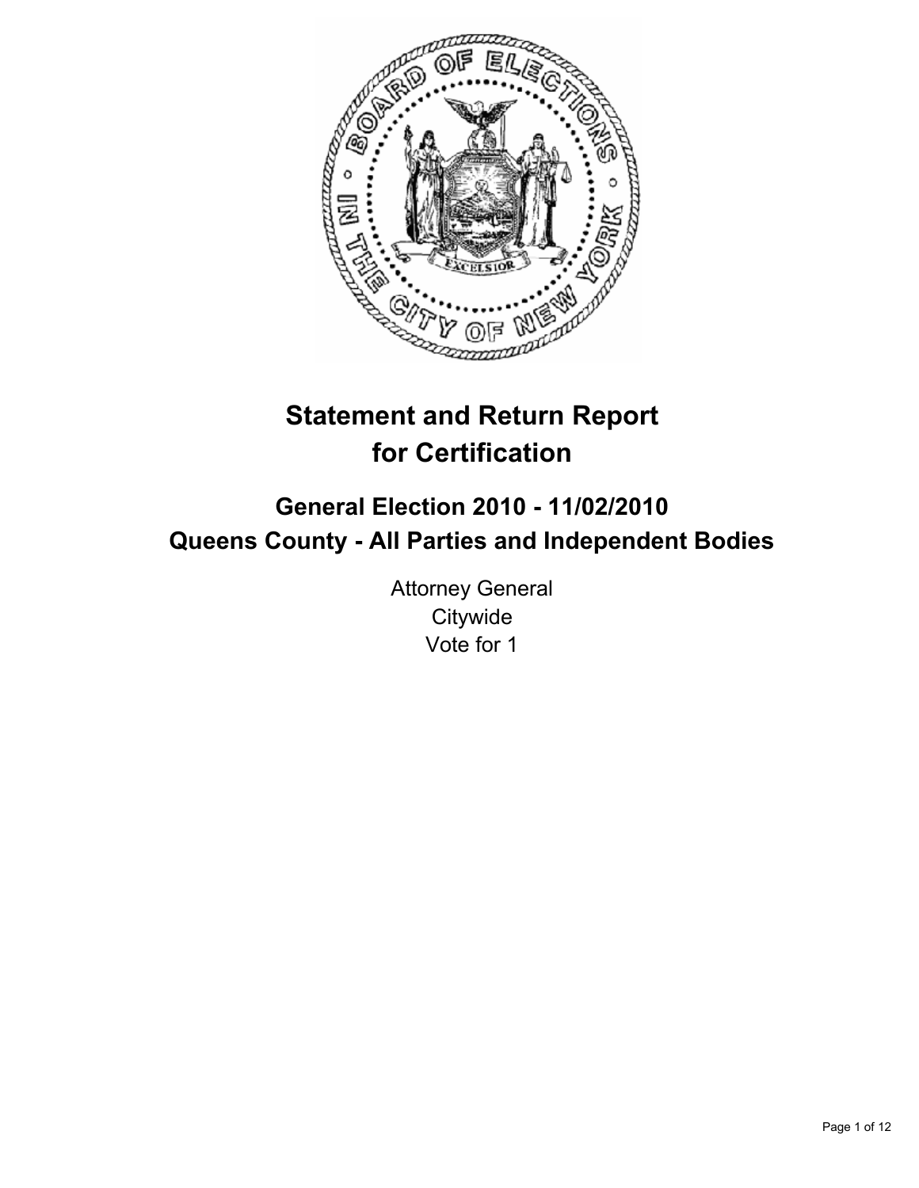# Statement and Return Report for Certification

## General Election 2010 - 11/02/2010
## Queens County - All Parties and Independent Bodies

Attorney General
Citywide
Vote for 1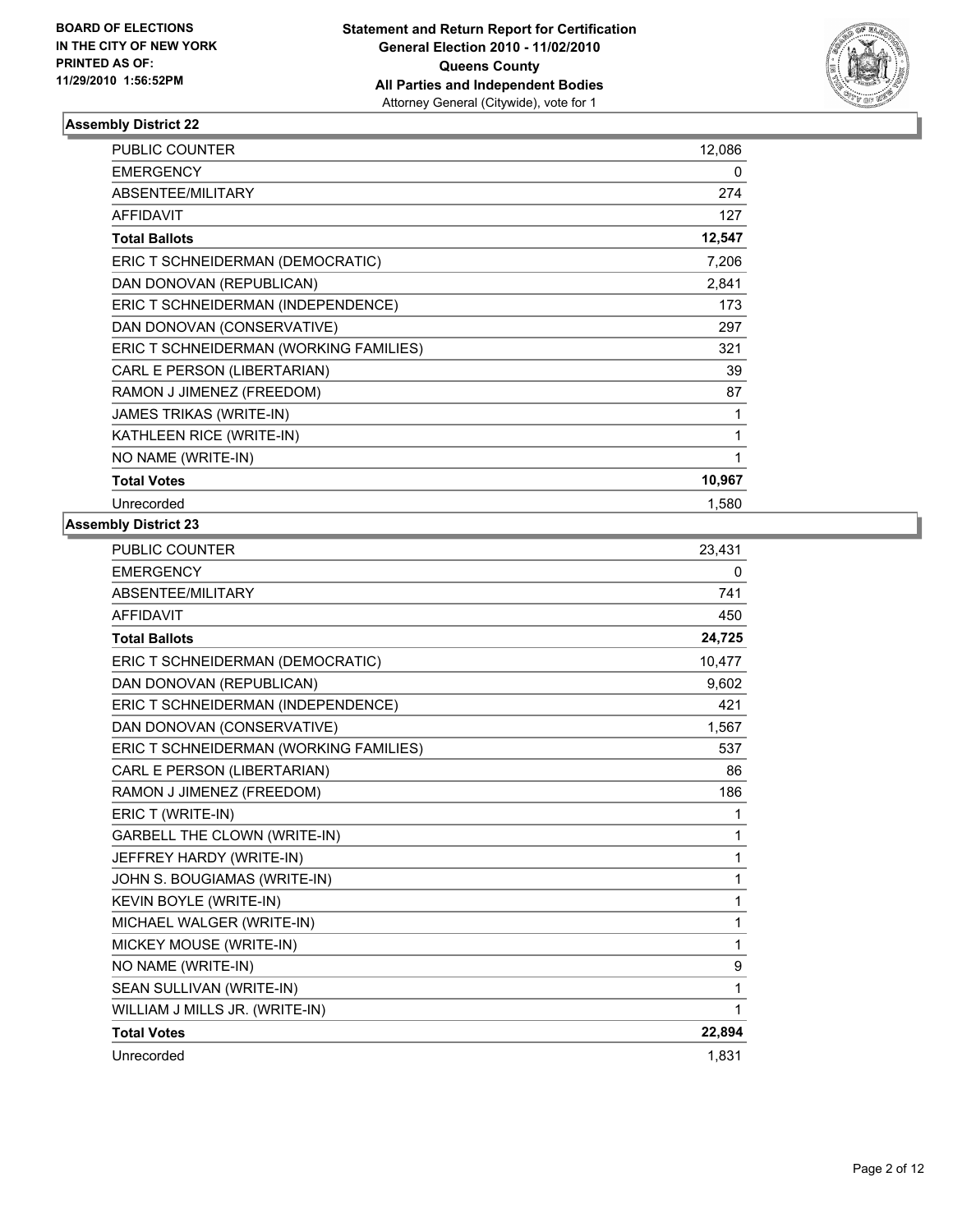**BOARD OF ELECTIONS IN THE CITY OF NEW YORK PRINTED AS OF: 11/29/2010 1:56:52PM**

**Statement and Return Report for Certification General Election 2010 - 11/02/2010 Queens County All Parties and Independent Bodies**
Attorney General (Citywide), vote for 1

### Assembly District 22

| | |
|---|---|
| PUBLIC COUNTER | 12,086 |
| EMERGENCY | 0 |
| ABSENTEE/MILITARY | 274 |
| AFFIDAVIT | 127 |
| **Total Ballots** | **12,547** |
| ERIC T SCHNEIDERMAN (DEMOCRATIC) | 7,206 |
| DAN DONOVAN (REPUBLICAN) | 2,841 |
| ERIC T SCHNEIDERMAN (INDEPENDENCE) | 173 |
| DAN DONOVAN (CONSERVATIVE) | 297 |
| ERIC T SCHNEIDERMAN (WORKING FAMILIES) | 321 |
| CARL E PERSON (LIBERTARIAN) | 39 |
| RAMON J JIMENEZ (FREEDOM) | 87 |
| JAMES TRIKAS (WRITE-IN) | 1 |
| KATHLEEN RICE (WRITE-IN) | 1 |
| NO NAME (WRITE-IN) | 1 |
| **Total Votes** | **10,967** |
| Unrecorded | 1,580 |

### Assembly District 23

| | |
|---|---|
| PUBLIC COUNTER | 23,431 |
| EMERGENCY | 0 |
| ABSENTEE/MILITARY | 741 |
| AFFIDAVIT | 450 |
| **Total Ballots** | **24,725** |
| ERIC T SCHNEIDERMAN (DEMOCRATIC) | 10,477 |
| DAN DONOVAN (REPUBLICAN) | 9,602 |
| ERIC T SCHNEIDERMAN (INDEPENDENCE) | 421 |
| DAN DONOVAN (CONSERVATIVE) | 1,567 |
| ERIC T SCHNEIDERMAN (WORKING FAMILIES) | 537 |
| CARL E PERSON (LIBERTARIAN) | 86 |
| RAMON J JIMENEZ (FREEDOM) | 186 |
| ERIC T (WRITE-IN) | 1 |
| GARBELL THE CLOWN (WRITE-IN) | 1 |
| JEFFREY HARDY (WRITE-IN) | 1 |
| JOHN S. BOUGIAMAS (WRITE-IN) | 1 |
| KEVIN BOYLE (WRITE-IN) | 1 |
| MICHAEL WALGER (WRITE-IN) | 1 |
| MICKEY MOUSE (WRITE-IN) | 1 |
| NO NAME (WRITE-IN) | 9 |
| SEAN SULLIVAN (WRITE-IN) | 1 |
| WILLIAM J MILLS JR. (WRITE-IN) | 1 |
| **Total Votes** | **22,894** |
| Unrecorded | 1,831 |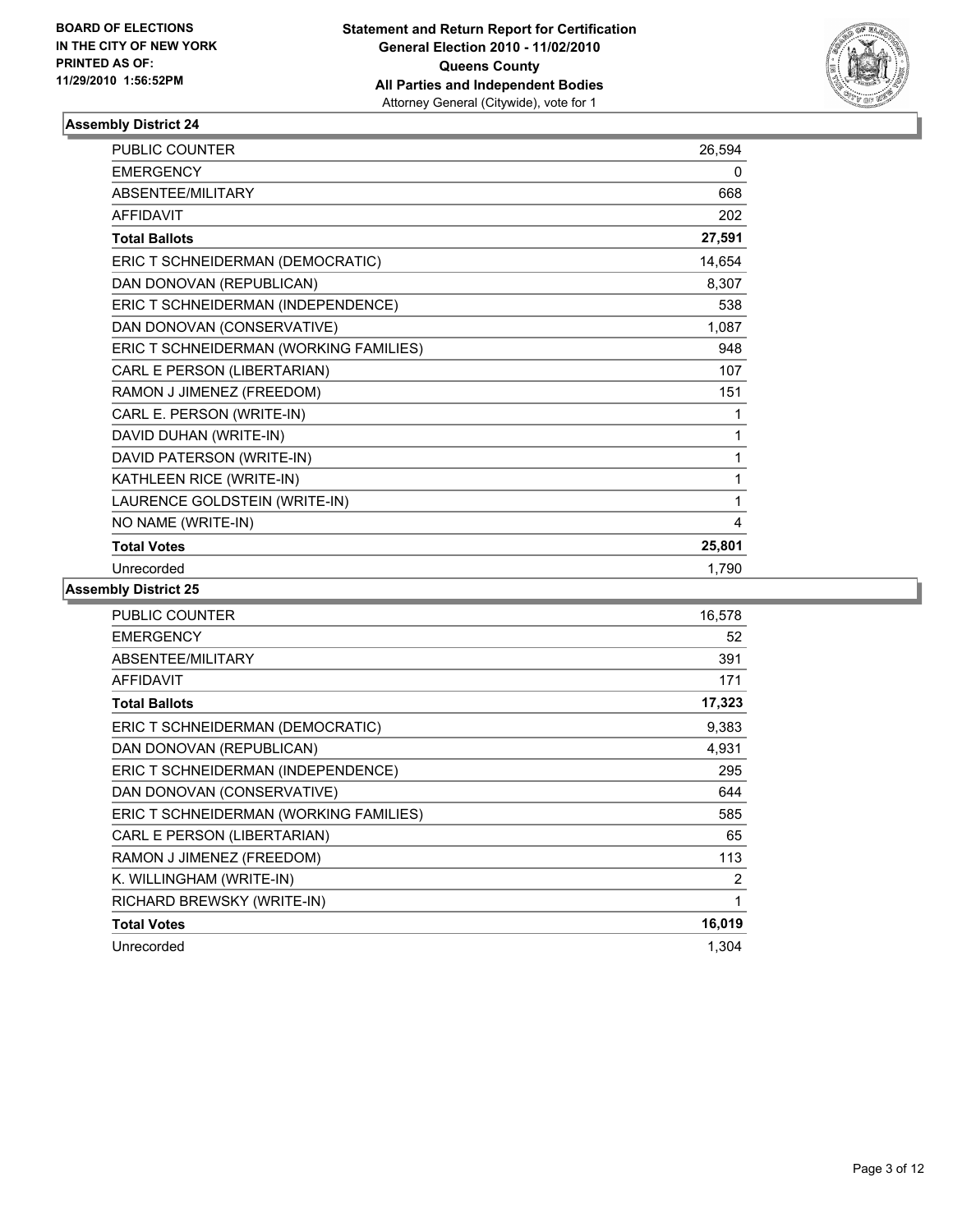**BOARD OF ELECTIONS IN THE CITY OF NEW YORK PRINTED AS OF: 11/29/2010 1:56:52PM**

**Statement and Return Report for Certification General Election 2010 - 11/02/2010 Queens County All Parties and Independent Bodies**
Attorney General (Citywide), vote for 1

## Assembly District 24

| | |
|---|---|
| PUBLIC COUNTER | 26,594 |
| EMERGENCY | 0 |
| ABSENTEE/MILITARY | 668 |
| AFFIDAVIT | 202 |
| **Total Ballots** | **27,591** |
| ERIC T SCHNEIDERMAN (DEMOCRATIC) | 14,654 |
| DAN DONOVAN (REPUBLICAN) | 8,307 |
| ERIC T SCHNEIDERMAN (INDEPENDENCE) | 538 |
| DAN DONOVAN (CONSERVATIVE) | 1,087 |
| ERIC T SCHNEIDERMAN (WORKING FAMILIES) | 948 |
| CARL E PERSON (LIBERTARIAN) | 107 |
| RAMON J JIMENEZ (FREEDOM) | 151 |
| CARL E. PERSON (WRITE-IN) | 1 |
| DAVID DUHAN (WRITE-IN) | 1 |
| DAVID PATERSON (WRITE-IN) | 1 |
| KATHLEEN RICE (WRITE-IN) | 1 |
| LAURENCE GOLDSTEIN (WRITE-IN) | 1 |
| NO NAME (WRITE-IN) | 4 |
| **Total Votes** | **25,801** |
| Unrecorded | 1,790 |

## Assembly District 25

| | |
|---|---|
| PUBLIC COUNTER | 16,578 |
| EMERGENCY | 52 |
| ABSENTEE/MILITARY | 391 |
| AFFIDAVIT | 171 |
| **Total Ballots** | **17,323** |
| ERIC T SCHNEIDERMAN (DEMOCRATIC) | 9,383 |
| DAN DONOVAN (REPUBLICAN) | 4,931 |
| ERIC T SCHNEIDERMAN (INDEPENDENCE) | 295 |
| DAN DONOVAN (CONSERVATIVE) | 644 |
| ERIC T SCHNEIDERMAN (WORKING FAMILIES) | 585 |
| CARL E PERSON (LIBERTARIAN) | 65 |
| RAMON J JIMENEZ (FREEDOM) | 113 |
| K. WILLINGHAM (WRITE-IN) | 2 |
| RICHARD BREWSKY (WRITE-IN) | 1 |
| **Total Votes** | **16,019** |
| Unrecorded | 1,304 |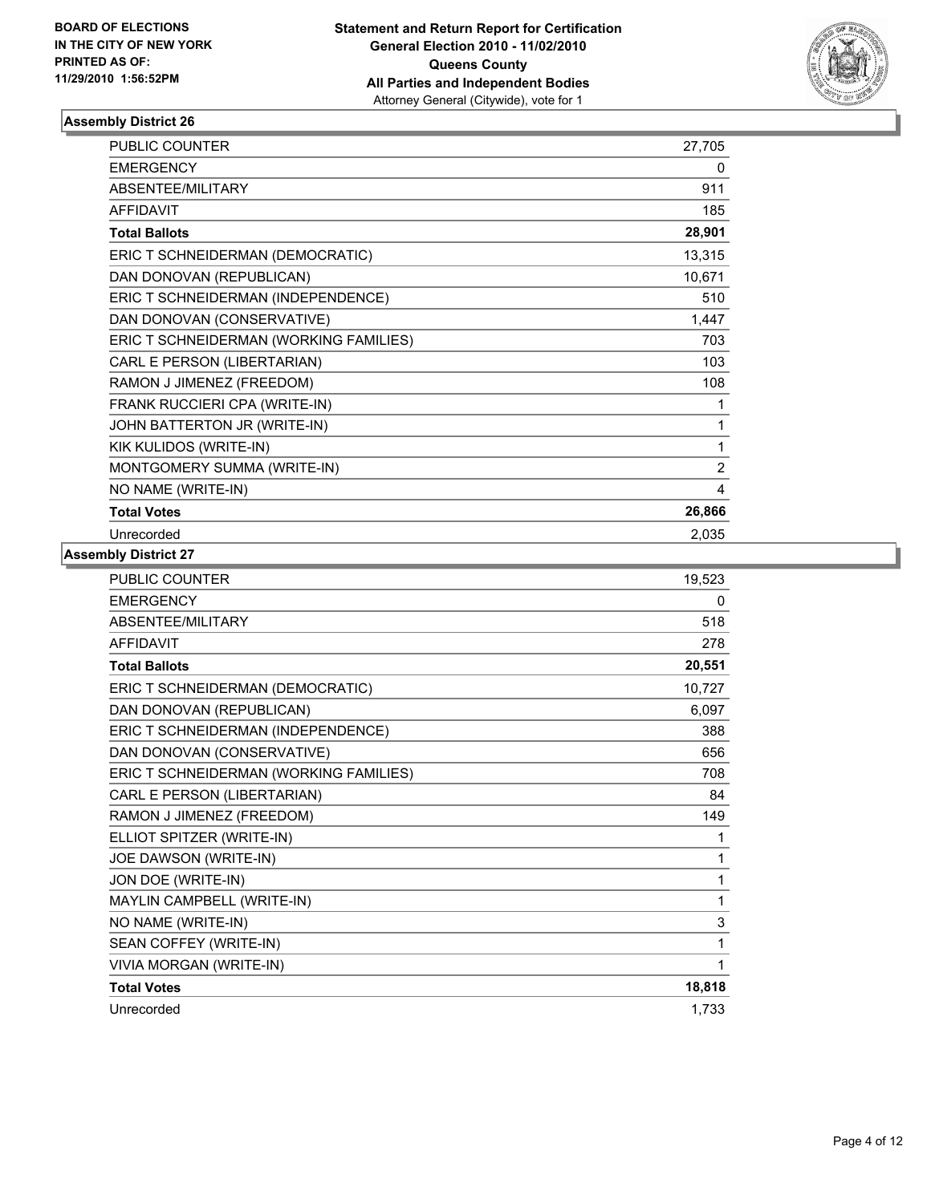**BOARD OF ELECTIONS IN THE CITY OF NEW YORK PRINTED AS OF: 11/29/2010 1:56:52PM**

**Statement and Return Report for Certification General Election 2010 - 11/02/2010 Queens County All Parties and Independent Bodies**
Attorney General (Citywide), vote for 1

## Assembly District 26

| | |
|---|---|
| PUBLIC COUNTER | 27,705 |
| EMERGENCY | 0 |
| ABSENTEE/MILITARY | 911 |
| AFFIDAVIT | 185 |
| **Total Ballots** | **28,901** |
| ERIC T SCHNEIDERMAN (DEMOCRATIC) | 13,315 |
| DAN DONOVAN (REPUBLICAN) | 10,671 |
| ERIC T SCHNEIDERMAN (INDEPENDENCE) | 510 |
| DAN DONOVAN (CONSERVATIVE) | 1,447 |
| ERIC T SCHNEIDERMAN (WORKING FAMILIES) | 703 |
| CARL E PERSON (LIBERTARIAN) | 103 |
| RAMON J JIMENEZ (FREEDOM) | 108 |
| FRANK RUCCIERI CPA (WRITE-IN) | 1 |
| JOHN BATTERTON JR (WRITE-IN) | 1 |
| KIK KULIDOS (WRITE-IN) | 1 |
| MONTGOMERY SUMMA (WRITE-IN) | 2 |
| NO NAME (WRITE-IN) | 4 |
| **Total Votes** | **26,866** |
| Unrecorded | 2,035 |

## Assembly District 27

| | |
|---|---|
| PUBLIC COUNTER | 19,523 |
| EMERGENCY | 0 |
| ABSENTEE/MILITARY | 518 |
| AFFIDAVIT | 278 |
| **Total Ballots** | **20,551** |
| ERIC T SCHNEIDERMAN (DEMOCRATIC) | 10,727 |
| DAN DONOVAN (REPUBLICAN) | 6,097 |
| ERIC T SCHNEIDERMAN (INDEPENDENCE) | 388 |
| DAN DONOVAN (CONSERVATIVE) | 656 |
| ERIC T SCHNEIDERMAN (WORKING FAMILIES) | 708 |
| CARL E PERSON (LIBERTARIAN) | 84 |
| RAMON J JIMENEZ (FREEDOM) | 149 |
| ELLIOT SPITZER (WRITE-IN) | 1 |
| JOE DAWSON (WRITE-IN) | 1 |
| JON DOE (WRITE-IN) | 1 |
| MAYLIN CAMPBELL (WRITE-IN) | 1 |
| NO NAME (WRITE-IN) | 3 |
| SEAN COFFEY (WRITE-IN) | 1 |
| VIVIA MORGAN (WRITE-IN) | 1 |
| **Total Votes** | **18,818** |
| Unrecorded | 1,733 |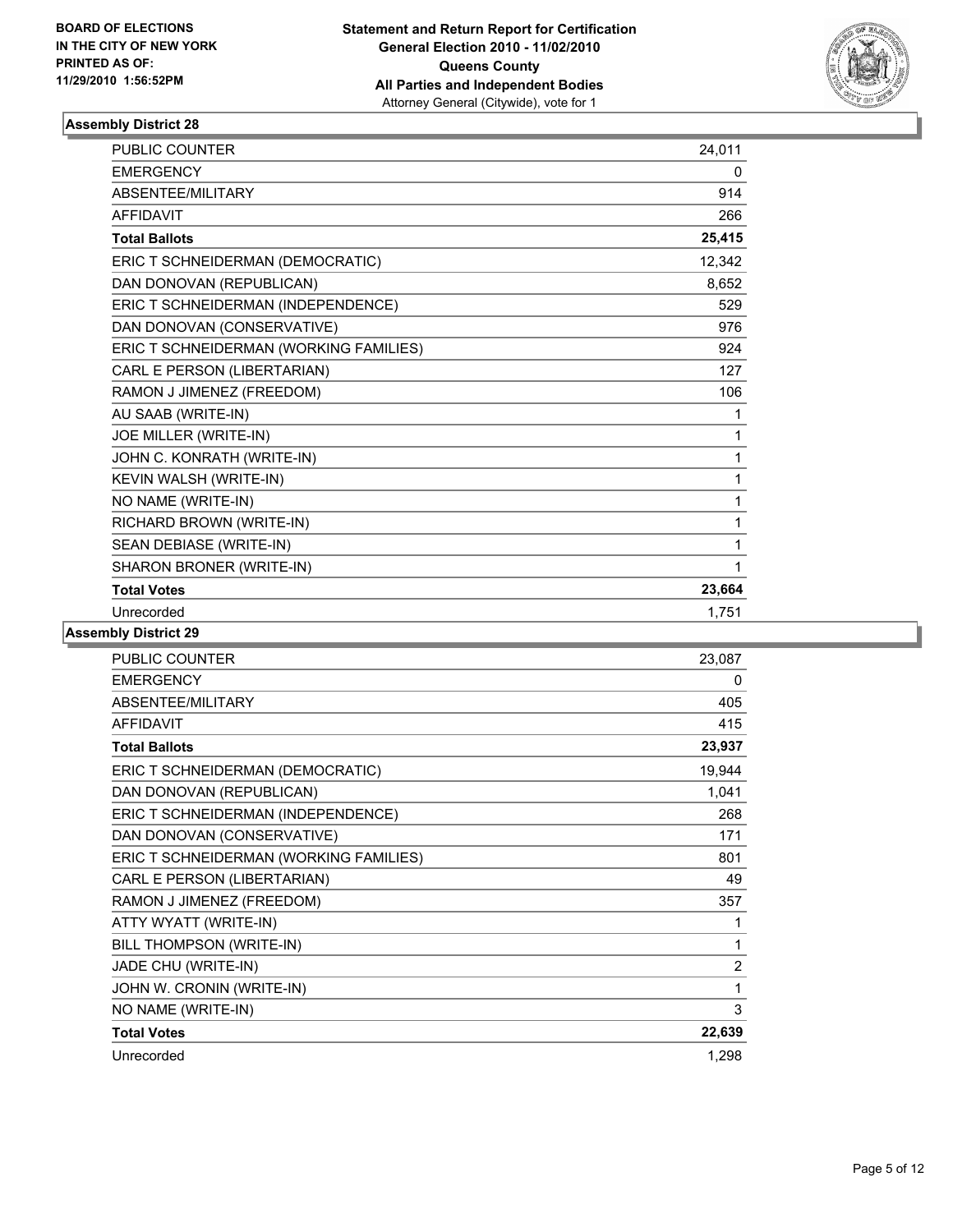**BOARD OF ELECTIONS IN THE CITY OF NEW YORK PRINTED AS OF: 11/29/2010 1:56:52PM**

**Statement and Return Report for Certification General Election 2010 - 11/02/2010 Queens County All Parties and Independent Bodies**
Attorney General (Citywide), vote for 1

### Assembly District 28

| | |
|---|---|
| PUBLIC COUNTER | 24,011 |
| EMERGENCY | 0 |
| ABSENTEE/MILITARY | 914 |
| AFFIDAVIT | 266 |
| **Total Ballots** | **25,415** |
| ERIC T SCHNEIDERMAN (DEMOCRATIC) | 12,342 |
| DAN DONOVAN (REPUBLICAN) | 8,652 |
| ERIC T SCHNEIDERMAN (INDEPENDENCE) | 529 |
| DAN DONOVAN (CONSERVATIVE) | 976 |
| ERIC T SCHNEIDERMAN (WORKING FAMILIES) | 924 |
| CARL E PERSON (LIBERTARIAN) | 127 |
| RAMON J JIMENEZ (FREEDOM) | 106 |
| AU SAAB (WRITE-IN) | 1 |
| JOE MILLER (WRITE-IN) | 1 |
| JOHN C. KONRATH (WRITE-IN) | 1 |
| KEVIN WALSH (WRITE-IN) | 1 |
| NO NAME (WRITE-IN) | 1 |
| RICHARD BROWN (WRITE-IN) | 1 |
| SEAN DEBIASE (WRITE-IN) | 1 |
| SHARON BRONER (WRITE-IN) | 1 |
| **Total Votes** | **23,664** |
| Unrecorded | 1,751 |

### Assembly District 29

| | |
|---|---|
| PUBLIC COUNTER | 23,087 |
| EMERGENCY | 0 |
| ABSENTEE/MILITARY | 405 |
| AFFIDAVIT | 415 |
| **Total Ballots** | **23,937** |
| ERIC T SCHNEIDERMAN (DEMOCRATIC) | 19,944 |
| DAN DONOVAN (REPUBLICAN) | 1,041 |
| ERIC T SCHNEIDERMAN (INDEPENDENCE) | 268 |
| DAN DONOVAN (CONSERVATIVE) | 171 |
| ERIC T SCHNEIDERMAN (WORKING FAMILIES) | 801 |
| CARL E PERSON (LIBERTARIAN) | 49 |
| RAMON J JIMENEZ (FREEDOM) | 357 |
| ATTY WYATT (WRITE-IN) | 1 |
| BILL THOMPSON (WRITE-IN) | 1 |
| JADE CHU (WRITE-IN) | 2 |
| JOHN W. CRONIN (WRITE-IN) | 1 |
| NO NAME (WRITE-IN) | 3 |
| **Total Votes** | **22,639** |
| Unrecorded | 1,298 |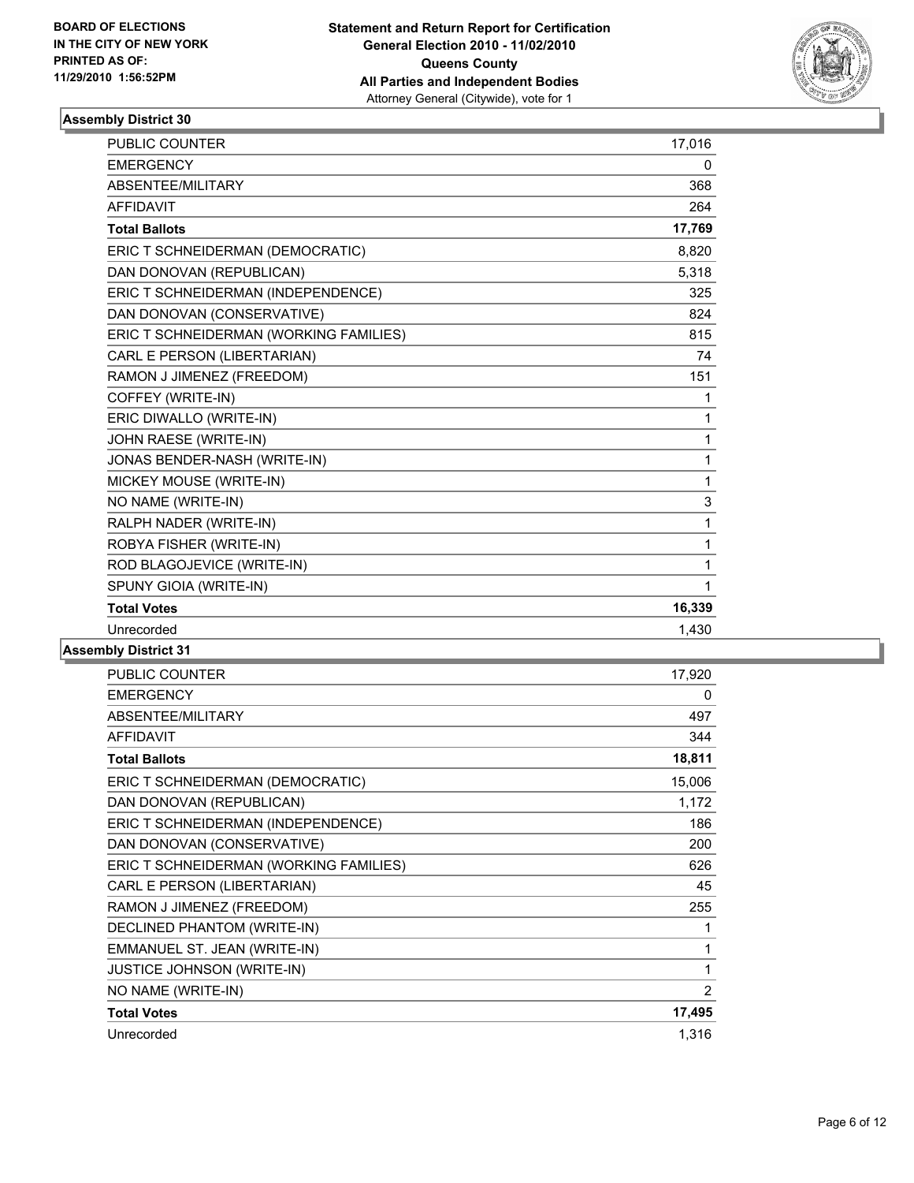**BOARD OF ELECTIONS IN THE CITY OF NEW YORK PRINTED AS OF: 11/29/2010 1:56:52PM**

**Statement and Return Report for Certification General Election 2010 - 11/02/2010 Queens County All Parties and Independent Bodies**
Attorney General (Citywide), vote for 1

### Assembly District 30

| | |
|---|---|
| PUBLIC COUNTER | 17,016 |
| EMERGENCY | 0 |
| ABSENTEE/MILITARY | 368 |
| AFFIDAVIT | 264 |
| **Total Ballots** | **17,769** |
| ERIC T SCHNEIDERMAN (DEMOCRATIC) | 8,820 |
| DAN DONOVAN (REPUBLICAN) | 5,318 |
| ERIC T SCHNEIDERMAN (INDEPENDENCE) | 325 |
| DAN DONOVAN (CONSERVATIVE) | 824 |
| ERIC T SCHNEIDERMAN (WORKING FAMILIES) | 815 |
| CARL E PERSON (LIBERTARIAN) | 74 |
| RAMON J JIMENEZ (FREEDOM) | 151 |
| COFFEY (WRITE-IN) | 1 |
| ERIC DIWALLO (WRITE-IN) | 1 |
| JOHN RAESE (WRITE-IN) | 1 |
| JONAS BENDER-NASH (WRITE-IN) | 1 |
| MICKEY MOUSE (WRITE-IN) | 1 |
| NO NAME (WRITE-IN) | 3 |
| RALPH NADER (WRITE-IN) | 1 |
| ROBYA FISHER (WRITE-IN) | 1 |
| ROD BLAGOJEVICE (WRITE-IN) | 1 |
| SPUNY GIOIA (WRITE-IN) | 1 |
| **Total Votes** | **16,339** |
| Unrecorded | 1,430 |

### Assembly District 31

| | |
|---|---|
| PUBLIC COUNTER | 17,920 |
| EMERGENCY | 0 |
| ABSENTEE/MILITARY | 497 |
| AFFIDAVIT | 344 |
| **Total Ballots** | **18,811** |
| ERIC T SCHNEIDERMAN (DEMOCRATIC) | 15,006 |
| DAN DONOVAN (REPUBLICAN) | 1,172 |
| ERIC T SCHNEIDERMAN (INDEPENDENCE) | 186 |
| DAN DONOVAN (CONSERVATIVE) | 200 |
| ERIC T SCHNEIDERMAN (WORKING FAMILIES) | 626 |
| CARL E PERSON (LIBERTARIAN) | 45 |
| RAMON J JIMENEZ (FREEDOM) | 255 |
| DECLINED PHANTOM (WRITE-IN) | 1 |
| EMMANUEL ST. JEAN (WRITE-IN) | 1 |
| JUSTICE JOHNSON (WRITE-IN) | 1 |
| NO NAME (WRITE-IN) | 2 |
| **Total Votes** | **17,495** |
| Unrecorded | 1,316 |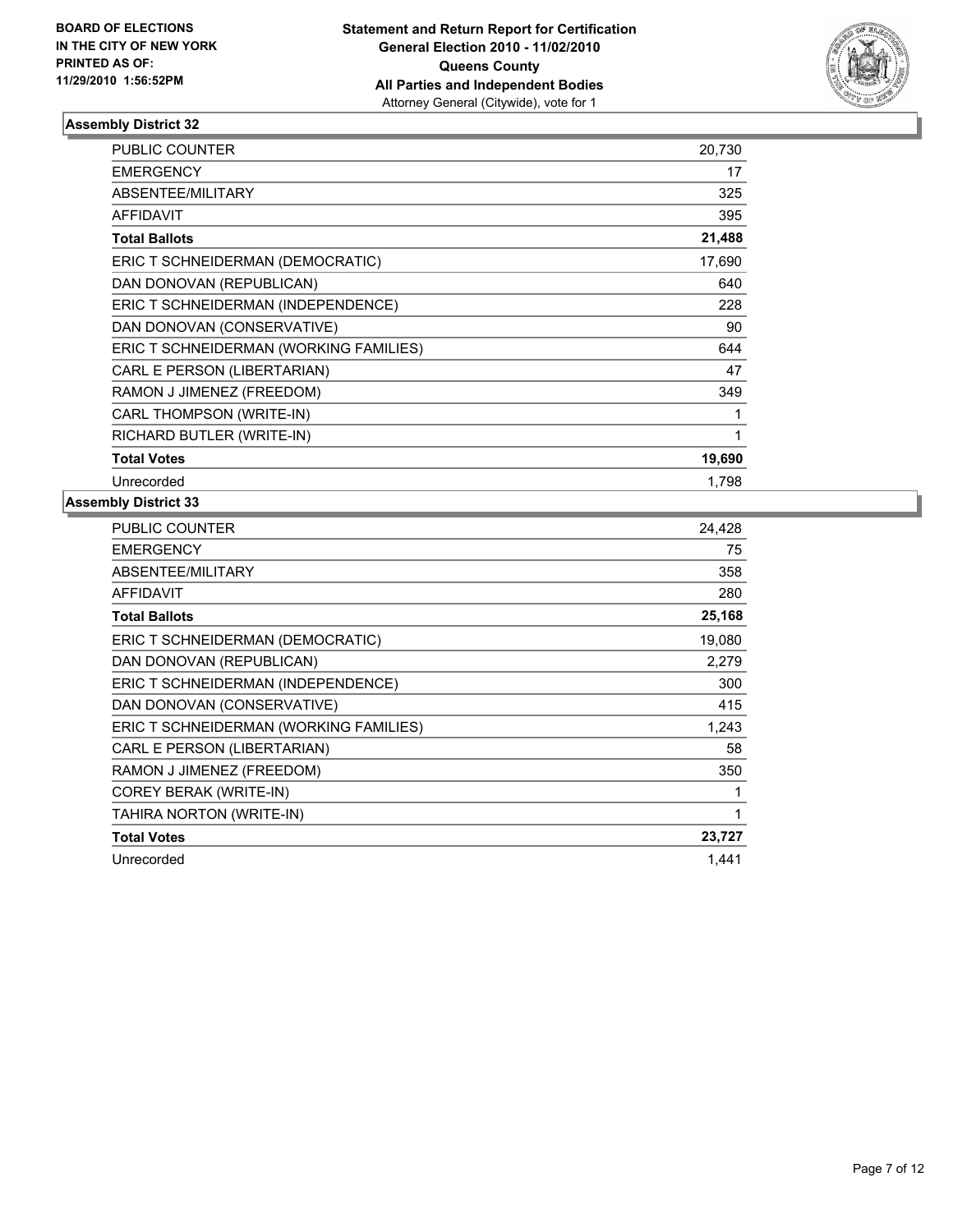**BOARD OF ELECTIONS IN THE CITY OF NEW YORK PRINTED AS OF: 11/29/2010 1:56:52PM**

**Statement and Return Report for Certification General Election 2010 - 11/02/2010 Queens County All Parties and Independent Bodies**
Attorney General (Citywide), vote for 1

## Assembly District 32

| | |
|---|---|
| PUBLIC COUNTER | 20,730 |
| EMERGENCY | 17 |
| ABSENTEE/MILITARY | 325 |
| AFFIDAVIT | 395 |
| **Total Ballots** | **21,488** |
| ERIC T SCHNEIDERMAN (DEMOCRATIC) | 17,690 |
| DAN DONOVAN (REPUBLICAN) | 640 |
| ERIC T SCHNEIDERMAN (INDEPENDENCE) | 228 |
| DAN DONOVAN (CONSERVATIVE) | 90 |
| ERIC T SCHNEIDERMAN (WORKING FAMILIES) | 644 |
| CARL E PERSON (LIBERTARIAN) | 47 |
| RAMON J JIMENEZ (FREEDOM) | 349 |
| CARL THOMPSON (WRITE-IN) | 1 |
| RICHARD BUTLER (WRITE-IN) | 1 |
| **Total Votes** | **19,690** |
| Unrecorded | 1,798 |

## Assembly District 33

| | |
|---|---|
| PUBLIC COUNTER | 24,428 |
| EMERGENCY | 75 |
| ABSENTEE/MILITARY | 358 |
| AFFIDAVIT | 280 |
| **Total Ballots** | **25,168** |
| ERIC T SCHNEIDERMAN (DEMOCRATIC) | 19,080 |
| DAN DONOVAN (REPUBLICAN) | 2,279 |
| ERIC T SCHNEIDERMAN (INDEPENDENCE) | 300 |
| DAN DONOVAN (CONSERVATIVE) | 415 |
| ERIC T SCHNEIDERMAN (WORKING FAMILIES) | 1,243 |
| CARL E PERSON (LIBERTARIAN) | 58 |
| RAMON J JIMENEZ (FREEDOM) | 350 |
| COREY BERAK (WRITE-IN) | 1 |
| TAHIRA NORTON (WRITE-IN) | 1 |
| **Total Votes** | **23,727** |
| Unrecorded | 1,441 |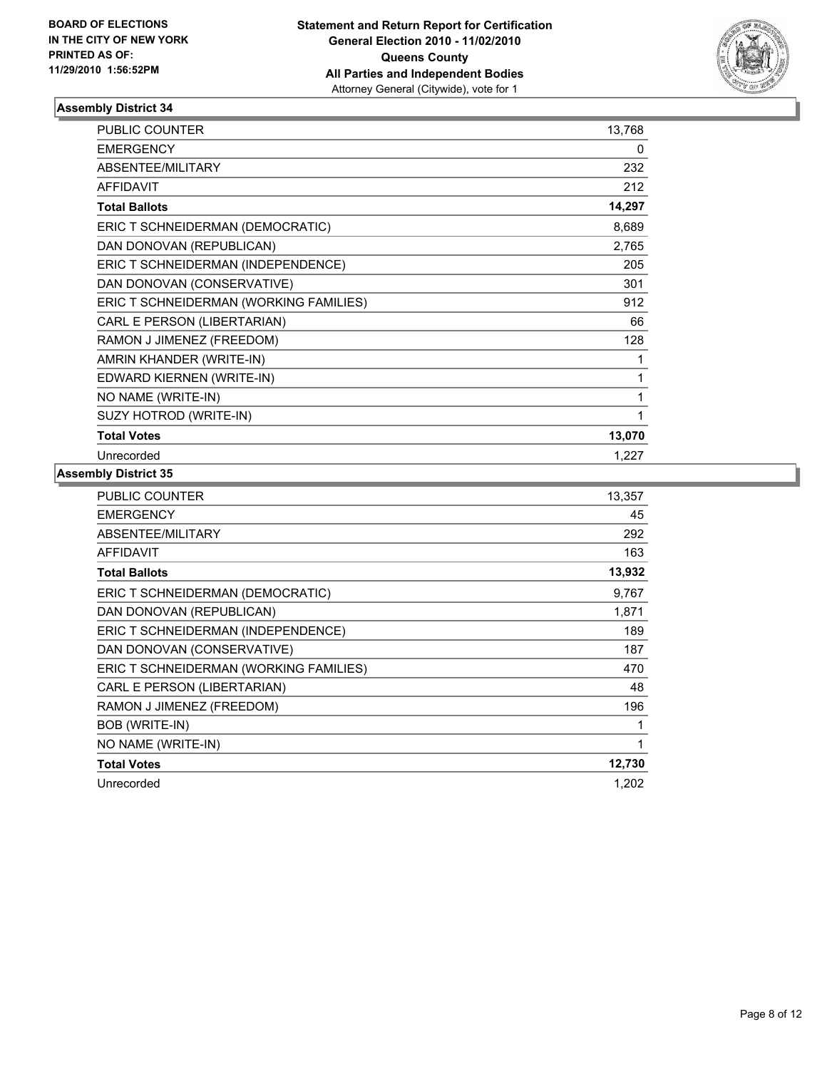BOARD OF ELECTIONS
IN THE CITY OF NEW YORK
PRINTED AS OF:
11/29/2010 1:56:52PM

**Statement and Return Report for Certification**
**General Election 2010 - 11/02/2010**
**Queens County**
**All Parties and Independent Bodies**
Attorney General (Citywide), vote for 1

### Assembly District 34

| | |
|---|---|
| PUBLIC COUNTER | 13,768 |
| EMERGENCY | 0 |
| ABSENTEE/MILITARY | 232 |
| AFFIDAVIT | 212 |
| **Total Ballots** | **14,297** |
| ERIC T SCHNEIDERMAN (DEMOCRATIC) | 8,689 |
| DAN DONOVAN (REPUBLICAN) | 2,765 |
| ERIC T SCHNEIDERMAN (INDEPENDENCE) | 205 |
| DAN DONOVAN (CONSERVATIVE) | 301 |
| ERIC T SCHNEIDERMAN (WORKING FAMILIES) | 912 |
| CARL E PERSON (LIBERTARIAN) | 66 |
| RAMON J JIMENEZ (FREEDOM) | 128 |
| AMRIN KHANDER (WRITE-IN) | 1 |
| EDWARD KIERNEN (WRITE-IN) | 1 |
| NO NAME (WRITE-IN) | 1 |
| SUZY HOTROD (WRITE-IN) | 1 |
| **Total Votes** | **13,070** |
| Unrecorded | 1,227 |

### Assembly District 35

| | |
|---|---|
| PUBLIC COUNTER | 13,357 |
| EMERGENCY | 45 |
| ABSENTEE/MILITARY | 292 |
| AFFIDAVIT | 163 |
| **Total Ballots** | **13,932** |
| ERIC T SCHNEIDERMAN (DEMOCRATIC) | 9,767 |
| DAN DONOVAN (REPUBLICAN) | 1,871 |
| ERIC T SCHNEIDERMAN (INDEPENDENCE) | 189 |
| DAN DONOVAN (CONSERVATIVE) | 187 |
| ERIC T SCHNEIDERMAN (WORKING FAMILIES) | 470 |
| CARL E PERSON (LIBERTARIAN) | 48 |
| RAMON J JIMENEZ (FREEDOM) | 196 |
| BOB (WRITE-IN) | 1 |
| NO NAME (WRITE-IN) | 1 |
| **Total Votes** | **12,730** |
| Unrecorded | 1,202 |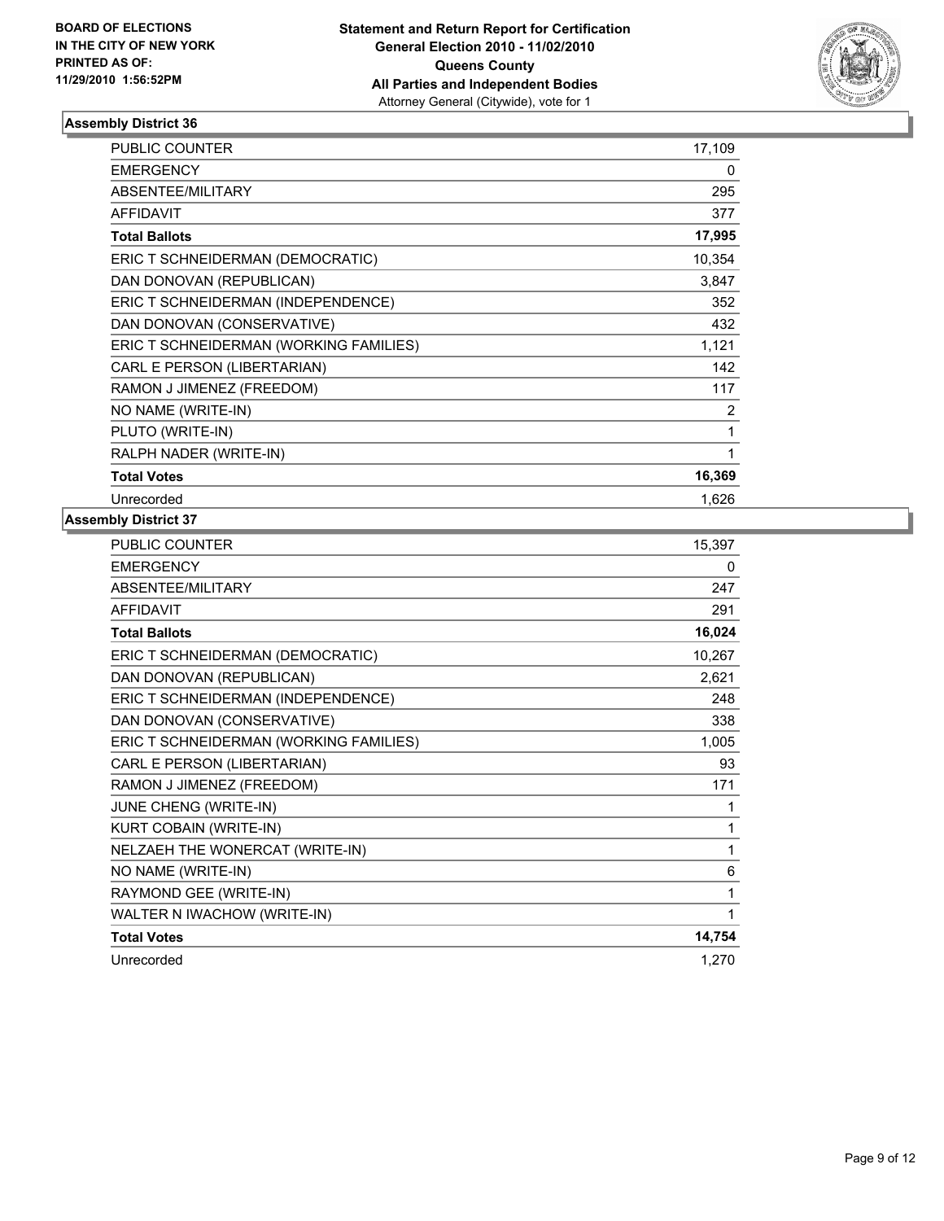BOARD OF ELECTIONS
IN THE CITY OF NEW YORK
PRINTED AS OF:
11/29/2010 1:56:52PM

**Statement and Return Report for Certification**
**General Election 2010 - 11/02/2010**
**Queens County**
**All Parties and Independent Bodies**
Attorney General (Citywide), vote for 1

### Assembly District 36

| | |
|---|---|
| PUBLIC COUNTER | 17,109 |
| EMERGENCY | 0 |
| ABSENTEE/MILITARY | 295 |
| AFFIDAVIT | 377 |
| **Total Ballots** | **17,995** |
| ERIC T SCHNEIDERMAN (DEMOCRATIC) | 10,354 |
| DAN DONOVAN (REPUBLICAN) | 3,847 |
| ERIC T SCHNEIDERMAN (INDEPENDENCE) | 352 |
| DAN DONOVAN (CONSERVATIVE) | 432 |
| ERIC T SCHNEIDERMAN (WORKING FAMILIES) | 1,121 |
| CARL E PERSON (LIBERTARIAN) | 142 |
| RAMON J JIMENEZ (FREEDOM) | 117 |
| NO NAME (WRITE-IN) | 2 |
| PLUTO (WRITE-IN) | 1 |
| RALPH NADER (WRITE-IN) | 1 |
| **Total Votes** | **16,369** |
| Unrecorded | 1,626 |

### Assembly District 37

| | |
|---|---|
| PUBLIC COUNTER | 15,397 |
| EMERGENCY | 0 |
| ABSENTEE/MILITARY | 247 |
| AFFIDAVIT | 291 |
| **Total Ballots** | **16,024** |
| ERIC T SCHNEIDERMAN (DEMOCRATIC) | 10,267 |
| DAN DONOVAN (REPUBLICAN) | 2,621 |
| ERIC T SCHNEIDERMAN (INDEPENDENCE) | 248 |
| DAN DONOVAN (CONSERVATIVE) | 338 |
| ERIC T SCHNEIDERMAN (WORKING FAMILIES) | 1,005 |
| CARL E PERSON (LIBERTARIAN) | 93 |
| RAMON J JIMENEZ (FREEDOM) | 171 |
| JUNE CHENG (WRITE-IN) | 1 |
| KURT COBAIN (WRITE-IN) | 1 |
| NELZAEH THE WONERCAT (WRITE-IN) | 1 |
| NO NAME (WRITE-IN) | 6 |
| RAYMOND GEE (WRITE-IN) | 1 |
| WALTER N IWACHOW (WRITE-IN) | 1 |
| **Total Votes** | **14,754** |
| Unrecorded | 1,270 |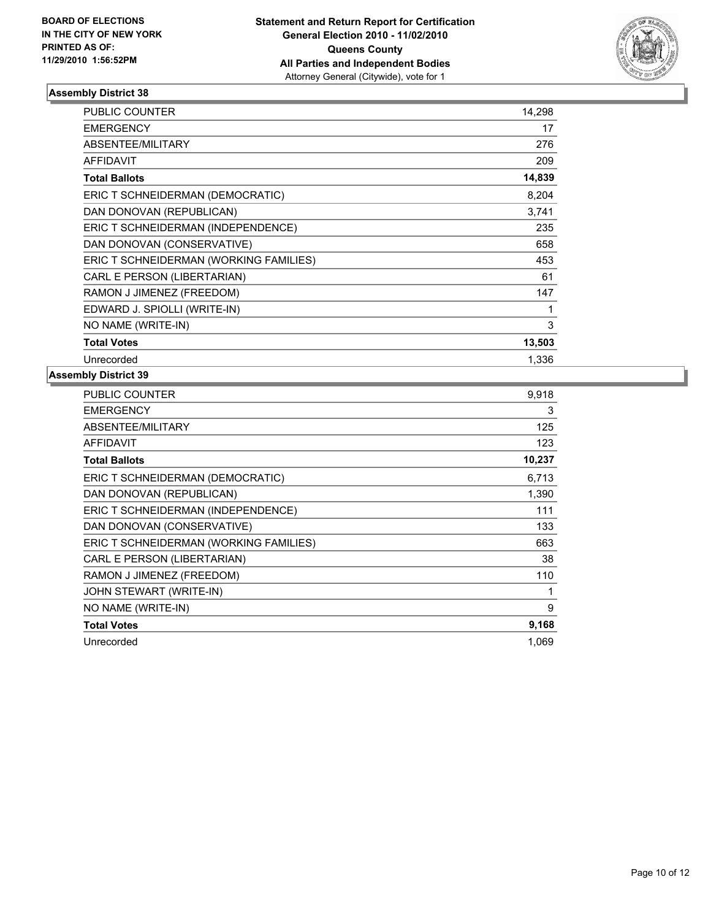**BOARD OF ELECTIONS IN THE CITY OF NEW YORK PRINTED AS OF: 11/29/2010 1:56:52PM**

**Statement and Return Report for Certification General Election 2010 - 11/02/2010 Queens County All Parties and Independent Bodies**
Attorney General (Citywide), vote for 1

### Assembly District 38

| | |
|---|---|
| PUBLIC COUNTER | 14,298 |
| EMERGENCY | 17 |
| ABSENTEE/MILITARY | 276 |
| AFFIDAVIT | 209 |
| **Total Ballots** | **14,839** |
| ERIC T SCHNEIDERMAN (DEMOCRATIC) | 8,204 |
| DAN DONOVAN (REPUBLICAN) | 3,741 |
| ERIC T SCHNEIDERMAN (INDEPENDENCE) | 235 |
| DAN DONOVAN (CONSERVATIVE) | 658 |
| ERIC T SCHNEIDERMAN (WORKING FAMILIES) | 453 |
| CARL E PERSON (LIBERTARIAN) | 61 |
| RAMON J JIMENEZ (FREEDOM) | 147 |
| EDWARD J. SPIOLLI (WRITE-IN) | 1 |
| NO NAME (WRITE-IN) | 3 |
| **Total Votes** | **13,503** |
| Unrecorded | 1,336 |

### Assembly District 39

| | |
|---|---|
| PUBLIC COUNTER | 9,918 |
| EMERGENCY | 3 |
| ABSENTEE/MILITARY | 125 |
| AFFIDAVIT | 123 |
| **Total Ballots** | **10,237** |
| ERIC T SCHNEIDERMAN (DEMOCRATIC) | 6,713 |
| DAN DONOVAN (REPUBLICAN) | 1,390 |
| ERIC T SCHNEIDERMAN (INDEPENDENCE) | 111 |
| DAN DONOVAN (CONSERVATIVE) | 133 |
| ERIC T SCHNEIDERMAN (WORKING FAMILIES) | 663 |
| CARL E PERSON (LIBERTARIAN) | 38 |
| RAMON J JIMENEZ (FREEDOM) | 110 |
| JOHN STEWART (WRITE-IN) | 1 |
| NO NAME (WRITE-IN) | 9 |
| **Total Votes** | **9,168** |
| Unrecorded | 1,069 |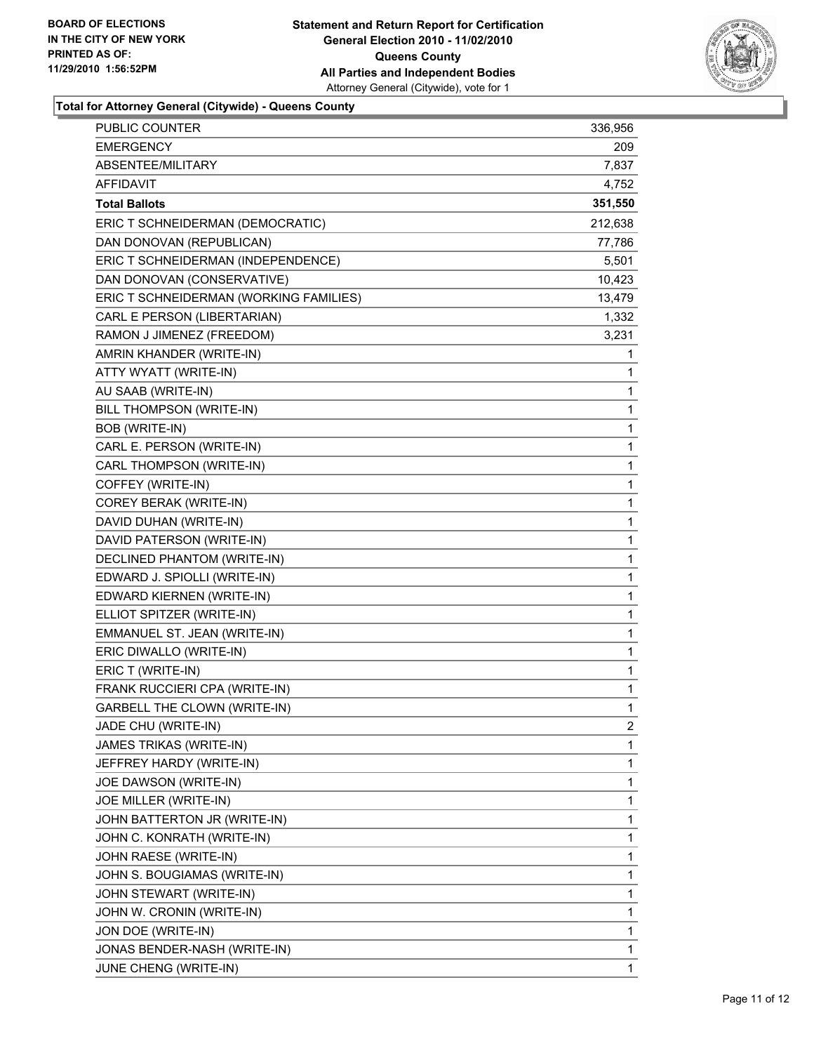**BOARD OF ELECTIONS IN THE CITY OF NEW YORK PRINTED AS OF: 11/29/2010 1:56:52PM**

**Statement and Return Report for Certification**
**General Election 2010 - 11/02/2010**
**Queens County**
**All Parties and Independent Bodies**
Attorney General (Citywide), vote for 1

### Total for Attorney General (Citywide) - Queens County

| | |
|---|---|
| PUBLIC COUNTER | 336,956 |
| EMERGENCY | 209 |
| ABSENTEE/MILITARY | 7,837 |
| AFFIDAVIT | 4,752 |
| **Total Ballots** | **351,550** |
| ERIC T SCHNEIDERMAN (DEMOCRATIC) | 212,638 |
| DAN DONOVAN (REPUBLICAN) | 77,786 |
| ERIC T SCHNEIDERMAN (INDEPENDENCE) | 5,501 |
| DAN DONOVAN (CONSERVATIVE) | 10,423 |
| ERIC T SCHNEIDERMAN (WORKING FAMILIES) | 13,479 |
| CARL E PERSON (LIBERTARIAN) | 1,332 |
| RAMON J JIMENEZ (FREEDOM) | 3,231 |
| AMRIN KHANDER (WRITE-IN) | 1 |
| ATTY WYATT (WRITE-IN) | 1 |
| AU SAAB (WRITE-IN) | 1 |
| BILL THOMPSON (WRITE-IN) | 1 |
| BOB (WRITE-IN) | 1 |
| CARL E. PERSON (WRITE-IN) | 1 |
| CARL THOMPSON (WRITE-IN) | 1 |
| COFFEY (WRITE-IN) | 1 |
| COREY BERAK (WRITE-IN) | 1 |
| DAVID DUHAN (WRITE-IN) | 1 |
| DAVID PATERSON (WRITE-IN) | 1 |
| DECLINED PHANTOM (WRITE-IN) | 1 |
| EDWARD J. SPIOLLI (WRITE-IN) | 1 |
| EDWARD KIERNEN (WRITE-IN) | 1 |
| ELLIOT SPITZER (WRITE-IN) | 1 |
| EMMANUEL ST. JEAN (WRITE-IN) | 1 |
| ERIC DIWALLO (WRITE-IN) | 1 |
| ERIC T (WRITE-IN) | 1 |
| FRANK RUCCIERI CPA (WRITE-IN) | 1 |
| GARBELL THE CLOWN (WRITE-IN) | 1 |
| JADE CHU (WRITE-IN) | 2 |
| JAMES TRIKAS (WRITE-IN) | 1 |
| JEFFREY HARDY (WRITE-IN) | 1 |
| JOE DAWSON (WRITE-IN) | 1 |
| JOE MILLER (WRITE-IN) | 1 |
| JOHN BATTERTON JR (WRITE-IN) | 1 |
| JOHN C. KONRATH (WRITE-IN) | 1 |
| JOHN RAESE (WRITE-IN) | 1 |
| JOHN S. BOUGIAMAS (WRITE-IN) | 1 |
| JOHN STEWART (WRITE-IN) | 1 |
| JOHN W. CRONIN (WRITE-IN) | 1 |
| JON DOE (WRITE-IN) | 1 |
| JONAS BENDER-NASH (WRITE-IN) | 1 |
| JUNE CHENG (WRITE-IN) | 1 |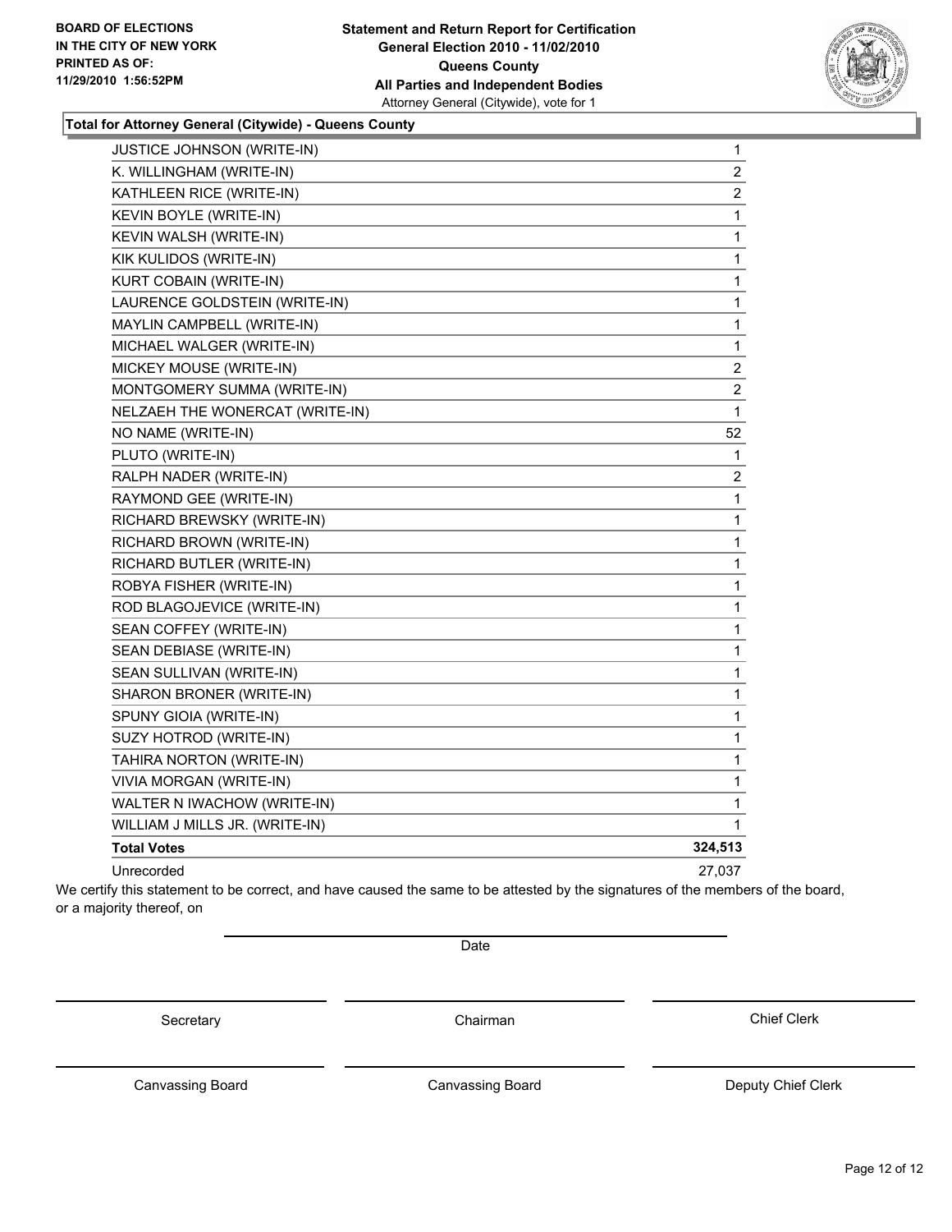**BOARD OF ELECTIONS IN THE CITY OF NEW YORK PRINTED AS OF: 11/29/2010 1:56:52PM**

**Statement and Return Report for Certification General Election 2010 - 11/02/2010 Queens County All Parties and Independent Bodies**

Attorney General (Citywide), vote for 1

**Total for Attorney General (Citywide) - Queens County**

| | |
|---|---|
| JUSTICE JOHNSON (WRITE-IN) | 1 |
| K. WILLINGHAM (WRITE-IN) | 2 |
| KATHLEEN RICE (WRITE-IN) | 2 |
| KEVIN BOYLE (WRITE-IN) | 1 |
| KEVIN WALSH (WRITE-IN) | 1 |
| KIK KULIDOS (WRITE-IN) | 1 |
| KURT COBAIN (WRITE-IN) | 1 |
| LAURENCE GOLDSTEIN (WRITE-IN) | 1 |
| MAYLIN CAMPBELL (WRITE-IN) | 1 |
| MICHAEL WALGER (WRITE-IN) | 1 |
| MICKEY MOUSE (WRITE-IN) | 2 |
| MONTGOMERY SUMMA (WRITE-IN) | 2 |
| NELZAEH THE WONERCAT (WRITE-IN) | 1 |
| NO NAME (WRITE-IN) | 52 |
| PLUTO (WRITE-IN) | 1 |
| RALPH NADER (WRITE-IN) | 2 |
| RAYMOND GEE (WRITE-IN) | 1 |
| RICHARD BREWSKY (WRITE-IN) | 1 |
| RICHARD BROWN (WRITE-IN) | 1 |
| RICHARD BUTLER (WRITE-IN) | 1 |
| ROBYA FISHER (WRITE-IN) | 1 |
| ROD BLAGOJEVICE (WRITE-IN) | 1 |
| SEAN COFFEY (WRITE-IN) | 1 |
| SEAN DEBIASE (WRITE-IN) | 1 |
| SEAN SULLIVAN (WRITE-IN) | 1 |
| SHARON BRONER (WRITE-IN) | 1 |
| SPUNY GIOIA (WRITE-IN) | 1 |
| SUZY HOTROD (WRITE-IN) | 1 |
| TAHIRA NORTON (WRITE-IN) | 1 |
| VIVIA MORGAN (WRITE-IN) | 1 |
| WALTER N IWACHOW (WRITE-IN) | 1 |
| WILLIAM J MILLS JR. (WRITE-IN) | 1 |
| **Total Votes** | **324,513** |
| Unrecorded | 27,037 |

We certify this statement to be correct, and have caused the same to be attested by the signatures of the members of the board, or a majority thereof, on

Date

Secretary

Chairman

Chief Clerk

Canvassing Board

Canvassing Board

Deputy Chief Clerk